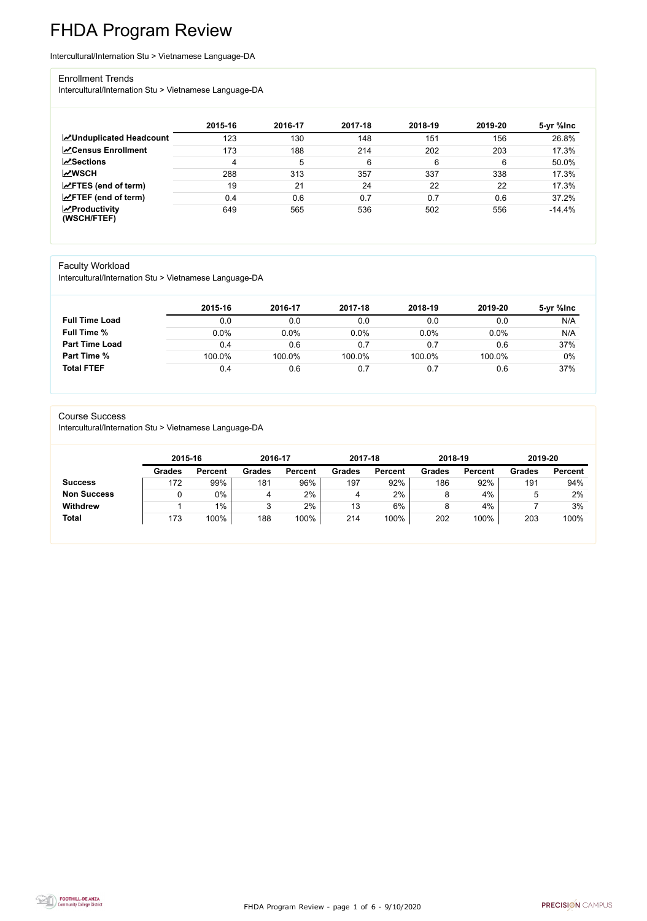# FHDA Program Review

Intercultural/Internation Stu > Vietnamese Language-DA

## Enrollment Trends

Intercultural/Internation Stu > Vietnamese Language-DA

| | 2015-16 | 2016-17 | 2017-18 | 2018-19 | 2019-20 | 5-yr %Inc |
|---|---|---|---|---|---|---|
| **Unduplicated Headcount** | 123 | 130 | 148 | 151 | 156 | 26.8% |
| **Census Enrollment** | 173 | 188 | 214 | 202 | 203 | 17.3% |
| **Sections** | 4 | 5 | 6 | 6 | 6 | 50.0% |
| **WSCH** | 288 | 313 | 357 | 337 | 338 | 17.3% |
| **FTES (end of term)** | 19 | 21 | 24 | 22 | 22 | 17.3% |
| **FTEF (end of term)** | 0.4 | 0.6 | 0.7 | 0.7 | 0.6 | 37.2% |
| **Productivity (WSCH/FTEF)** | 649 | 565 | 536 | 502 | 556 | -14.4% |

## Faculty Workload

Intercultural/Internation Stu > Vietnamese Language-DA

| | 2015-16 | 2016-17 | 2017-18 | 2018-19 | 2019-20 | 5-yr %Inc |
|---|---|---|---|---|---|---|
| **Full Time Load** | 0.0 | 0.0 | 0.0 | 0.0 | 0.0 | N/A |
| **Full Time %** | 0.0% | 0.0% | 0.0% | 0.0% | 0.0% | N/A |
| **Part Time Load** | 0.4 | 0.6 | 0.7 | 0.7 | 0.6 | 37% |
| **Part Time %** | 100.0% | 100.0% | 100.0% | 100.0% | 100.0% | 0% |
| **Total FTEF** | 0.4 | 0.6 | 0.7 | 0.7 | 0.6 | 37% |

## Course Success

Intercultural/Internation Stu > Vietnamese Language-DA

| | 2015-16 | | 2016-17 | | 2017-18 | | 2018-19 | | 2019-20 | |
|---|---|---|---|---|---|---|---|---|---|---|
| | Grades | Percent | Grades | Percent | Grades | Percent | Grades | Percent | Grades | Percent |
| **Success** | 172 | 99% | 181 | 96% | 197 | 92% | 186 | 92% | 191 | 94% |
| **Non Success** | 0 | 0% | 4 | 2% | 4 | 2% | 8 | 4% | 5 | 2% |
| **Withdrew** | 1 | 1% | 3 | 2% | 13 | 6% | 8 | 4% | 7 | 3% |
| **Total** | 173 | 100% | 188 | 100% | 214 | 100% | 202 | 100% | 203 | 100% |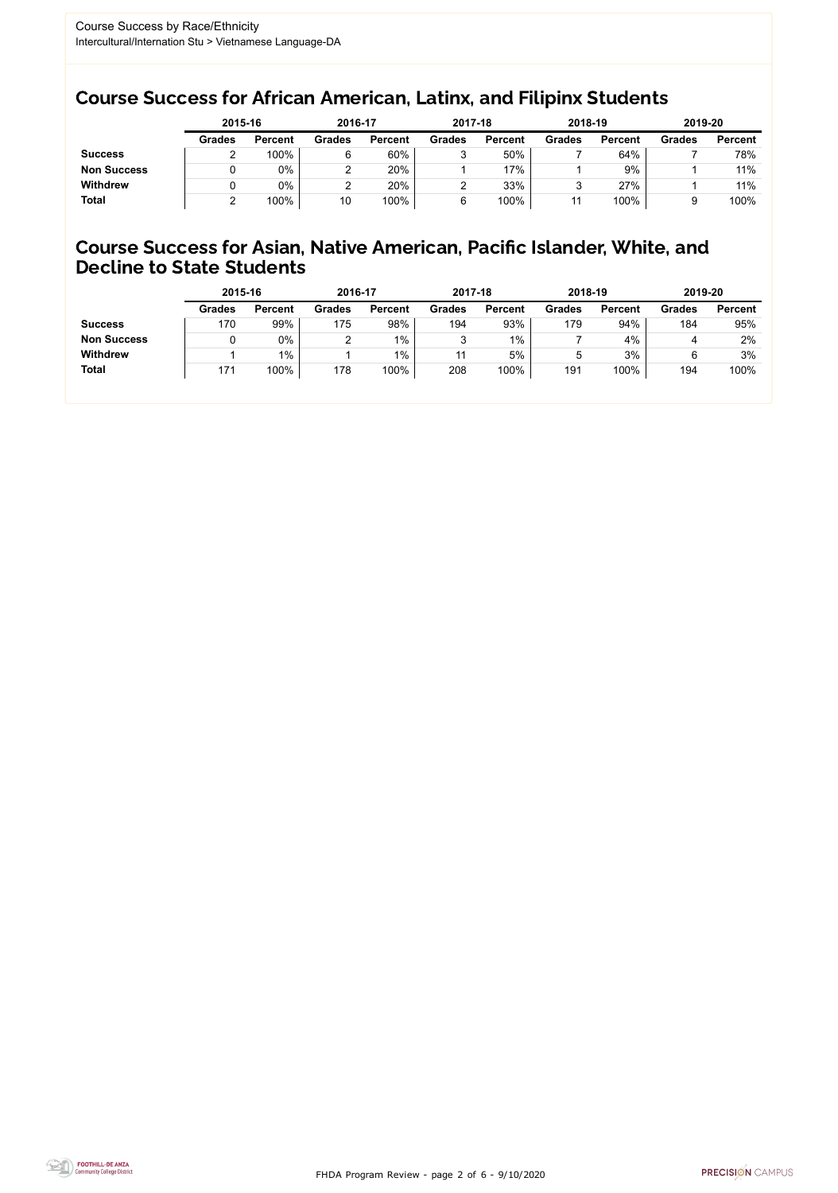Course Success by Race/Ethnicity
Intercultural/Internation Stu > Vietnamese Language-DA

## Course Success for African American, Latinx, and Filipinx Students

| | 2015-16 | | 2016-17 | | 2017-18 | | 2018-19 | | 2019-20 | |
|---|---|---|---|---|---|---|---|---|---|---|
| | Grades | Percent | Grades | Percent | Grades | Percent | Grades | Percent | Grades | Percent |
| **Success** | 2 | 100% | 6 | 60% | 3 | 50% | 7 | 64% | 7 | 78% |
| **Non Success** | 0 | 0% | 2 | 20% | 1 | 17% | 1 | 9% | 1 | 11% |
| **Withdrew** | 0 | 0% | 2 | 20% | 2 | 33% | 3 | 27% | 1 | 11% |
| **Total** | 2 | 100% | 10 | 100% | 6 | 100% | 11 | 100% | 9 | 100% |

## Course Success for Asian, Native American, Pacific Islander, White, and Decline to State Students

| | 2015-16 | | 2016-17 | | 2017-18 | | 2018-19 | | 2019-20 | |
|---|---|---|---|---|---|---|---|---|---|---|
| | Grades | Percent | Grades | Percent | Grades | Percent | Grades | Percent | Grades | Percent |
| **Success** | 170 | 99% | 175 | 98% | 194 | 93% | 179 | 94% | 184 | 95% |
| **Non Success** | 0 | 0% | 2 | 1% | 3 | 1% | 7 | 4% | 4 | 2% |
| **Withdrew** | 1 | 1% | 1 | 1% | 11 | 5% | 5 | 3% | 6 | 3% |
| **Total** | 171 | 100% | 178 | 100% | 208 | 100% | 191 | 100% | 194 | 100% |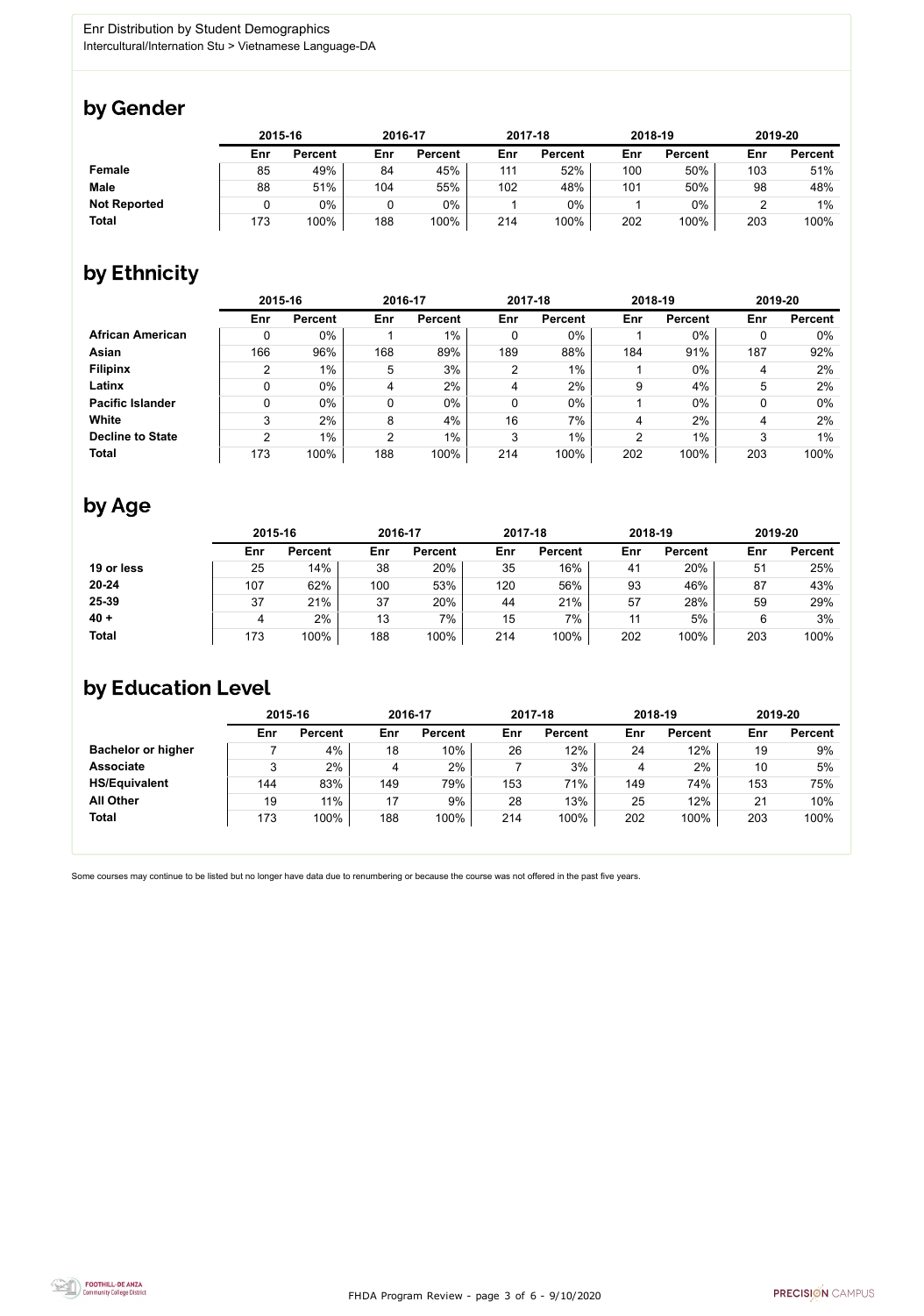Enr Distribution by Student Demographics
Intercultural/Internation Stu > Vietnamese Language-DA

## by Gender

| | 2015-16 | | 2016-17 | | 2017-18 | | 2018-19 | | 2019-20 | |
|---|---|---|---|---|---|---|---|---|---|---|
| | Enr | Percent | Enr | Percent | Enr | Percent | Enr | Percent | Enr | Percent |
| **Female** | 85 | 49% | 84 | 45% | 111 | 52% | 100 | 50% | 103 | 51% |
| **Male** | 88 | 51% | 104 | 55% | 102 | 48% | 101 | 50% | 98 | 48% |
| **Not Reported** | 0 | 0% | 0 | 0% | 1 | 0% | 1 | 0% | 2 | 1% |
| **Total** | 173 | 100% | 188 | 100% | 214 | 100% | 202 | 100% | 203 | 100% |

## by Ethnicity

| | 2015-16 | | 2016-17 | | 2017-18 | | 2018-19 | | 2019-20 | |
|---|---|---|---|---|---|---|---|---|---|---|
| | Enr | Percent | Enr | Percent | Enr | Percent | Enr | Percent | Enr | Percent |
| **African American** | 0 | 0% | 1 | 1% | 0 | 0% | 1 | 0% | 0 | 0% |
| **Asian** | 166 | 96% | 168 | 89% | 189 | 88% | 184 | 91% | 187 | 92% |
| **Filipinx** | 2 | 1% | 5 | 3% | 2 | 1% | 1 | 0% | 4 | 2% |
| **Latinx** | 0 | 0% | 4 | 2% | 4 | 2% | 9 | 4% | 5 | 2% |
| **Pacific Islander** | 0 | 0% | 0 | 0% | 0 | 0% | 1 | 0% | 0 | 0% |
| **White** | 3 | 2% | 8 | 4% | 16 | 7% | 4 | 2% | 4 | 2% |
| **Decline to State** | 2 | 1% | 2 | 1% | 3 | 1% | 2 | 1% | 3 | 1% |
| **Total** | 173 | 100% | 188 | 100% | 214 | 100% | 202 | 100% | 203 | 100% |

## by Age

| | 2015-16 | | 2016-17 | | 2017-18 | | 2018-19 | | 2019-20 | |
|---|---|---|---|---|---|---|---|---|---|---|
| | Enr | Percent | Enr | Percent | Enr | Percent | Enr | Percent | Enr | Percent |
| **19 or less** | 25 | 14% | 38 | 20% | 35 | 16% | 41 | 20% | 51 | 25% |
| **20-24** | 107 | 62% | 100 | 53% | 120 | 56% | 93 | 46% | 87 | 43% |
| **25-39** | 37 | 21% | 37 | 20% | 44 | 21% | 57 | 28% | 59 | 29% |
| **40 +** | 4 | 2% | 13 | 7% | 15 | 7% | 11 | 5% | 6 | 3% |
| **Total** | 173 | 100% | 188 | 100% | 214 | 100% | 202 | 100% | 203 | 100% |

## by Education Level

| | 2015-16 | | 2016-17 | | 2017-18 | | 2018-19 | | 2019-20 | |
|---|---|---|---|---|---|---|---|---|---|---|
| | Enr | Percent | Enr | Percent | Enr | Percent | Enr | Percent | Enr | Percent |
| **Bachelor or higher** | 7 | 4% | 18 | 10% | 26 | 12% | 24 | 12% | 19 | 9% |
| **Associate** | 3 | 2% | 4 | 2% | 7 | 3% | 4 | 2% | 10 | 5% |
| **HS/Equivalent** | 144 | 83% | 149 | 79% | 153 | 71% | 149 | 74% | 153 | 75% |
| **All Other** | 19 | 11% | 17 | 9% | 28 | 13% | 25 | 12% | 21 | 10% |
| **Total** | 173 | 100% | 188 | 100% | 214 | 100% | 202 | 100% | 203 | 100% |

Some courses may continue to be listed but no longer have data due to renumbering or because the course was not offered in the past five years.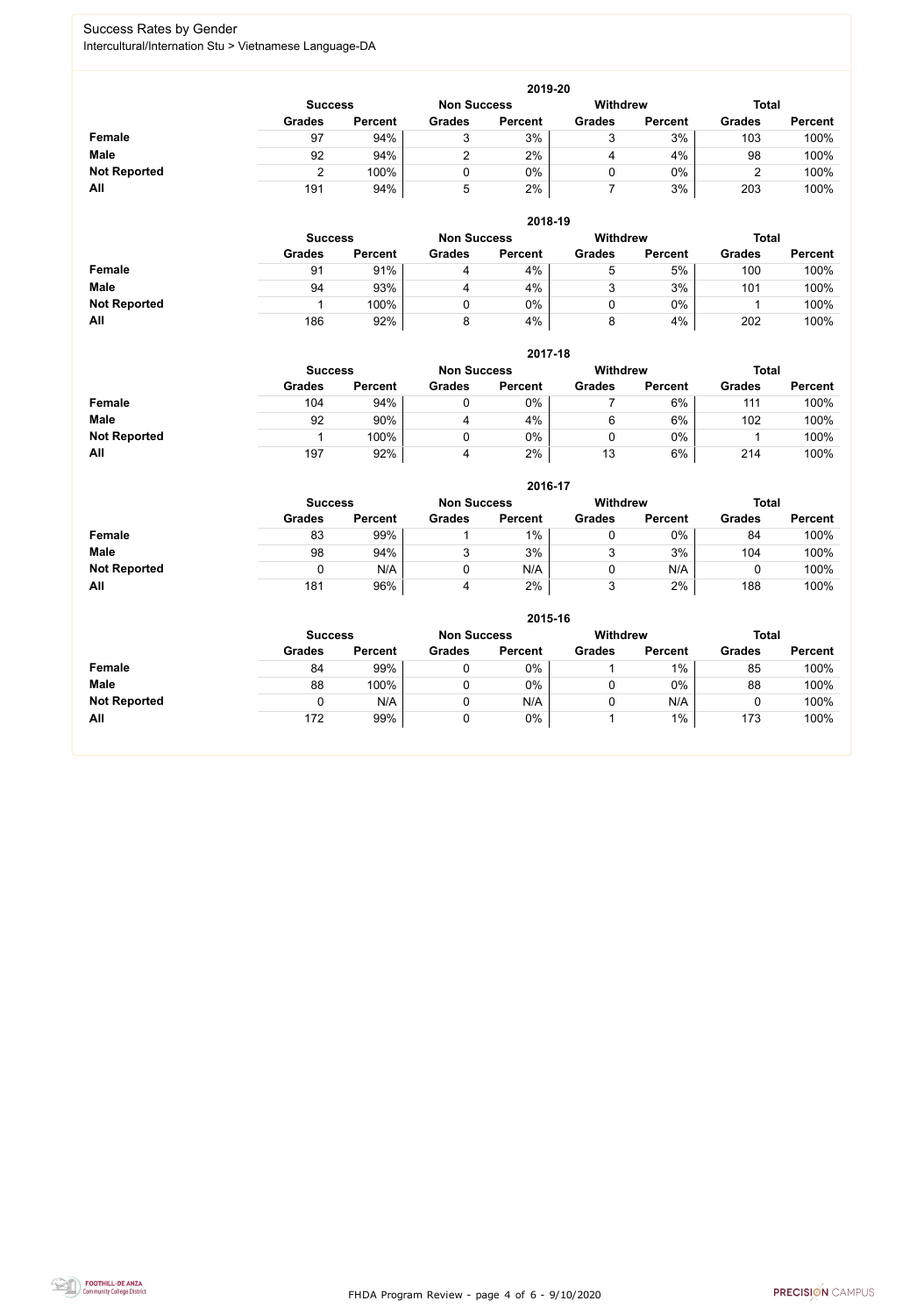## Success Rates by Gender

Intercultural/Internation Stu > Vietnamese Language-DA

### 2019-20

| | Success | | Non Success | | Withdrew | | Total | |
|---|---|---|---|---|---|---|---|---|
| | Grades | Percent | Grades | Percent | Grades | Percent | Grades | Percent |
| **Female** | 97 | 94% | 3 | 3% | 3 | 3% | 103 | 100% |
| **Male** | 92 | 94% | 2 | 2% | 4 | 4% | 98 | 100% |
| **Not Reported** | 2 | 100% | 0 | 0% | 0 | 0% | 2 | 100% |
| **All** | 191 | 94% | 5 | 2% | 7 | 3% | 203 | 100% |

### 2018-19

| | Success | | Non Success | | Withdrew | | Total | |
|---|---|---|---|---|---|---|---|---|
| | Grades | Percent | Grades | Percent | Grades | Percent | Grades | Percent |
| **Female** | 91 | 91% | 4 | 4% | 5 | 5% | 100 | 100% |
| **Male** | 94 | 93% | 4 | 4% | 3 | 3% | 101 | 100% |
| **Not Reported** | 1 | 100% | 0 | 0% | 0 | 0% | 1 | 100% |
| **All** | 186 | 92% | 8 | 4% | 8 | 4% | 202 | 100% |

### 2017-18

| | Success | | Non Success | | Withdrew | | Total | |
|---|---|---|---|---|---|---|---|---|
| | Grades | Percent | Grades | Percent | Grades | Percent | Grades | Percent |
| **Female** | 104 | 94% | 0 | 0% | 7 | 6% | 111 | 100% |
| **Male** | 92 | 90% | 4 | 4% | 6 | 6% | 102 | 100% |
| **Not Reported** | 1 | 100% | 0 | 0% | 0 | 0% | 1 | 100% |
| **All** | 197 | 92% | 4 | 2% | 13 | 6% | 214 | 100% |

### 2016-17

| | Success | | Non Success | | Withdrew | | Total | |
|---|---|---|---|---|---|---|---|---|
| | Grades | Percent | Grades | Percent | Grades | Percent | Grades | Percent |
| **Female** | 83 | 99% | 1 | 1% | 0 | 0% | 84 | 100% |
| **Male** | 98 | 94% | 3 | 3% | 3 | 3% | 104 | 100% |
| **Not Reported** | 0 | N/A | 0 | N/A | 0 | N/A | 0 | 100% |
| **All** | 181 | 96% | 4 | 2% | 3 | 2% | 188 | 100% |

### 2015-16

| | Success | | Non Success | | Withdrew | | Total | |
|---|---|---|---|---|---|---|---|---|
| | Grades | Percent | Grades | Percent | Grades | Percent | Grades | Percent |
| **Female** | 84 | 99% | 0 | 0% | 1 | 1% | 85 | 100% |
| **Male** | 88 | 100% | 0 | 0% | 0 | 0% | 88 | 100% |
| **Not Reported** | 0 | N/A | 0 | N/A | 0 | N/A | 0 | 100% |
| **All** | 172 | 99% | 0 | 0% | 1 | 1% | 173 | 100% |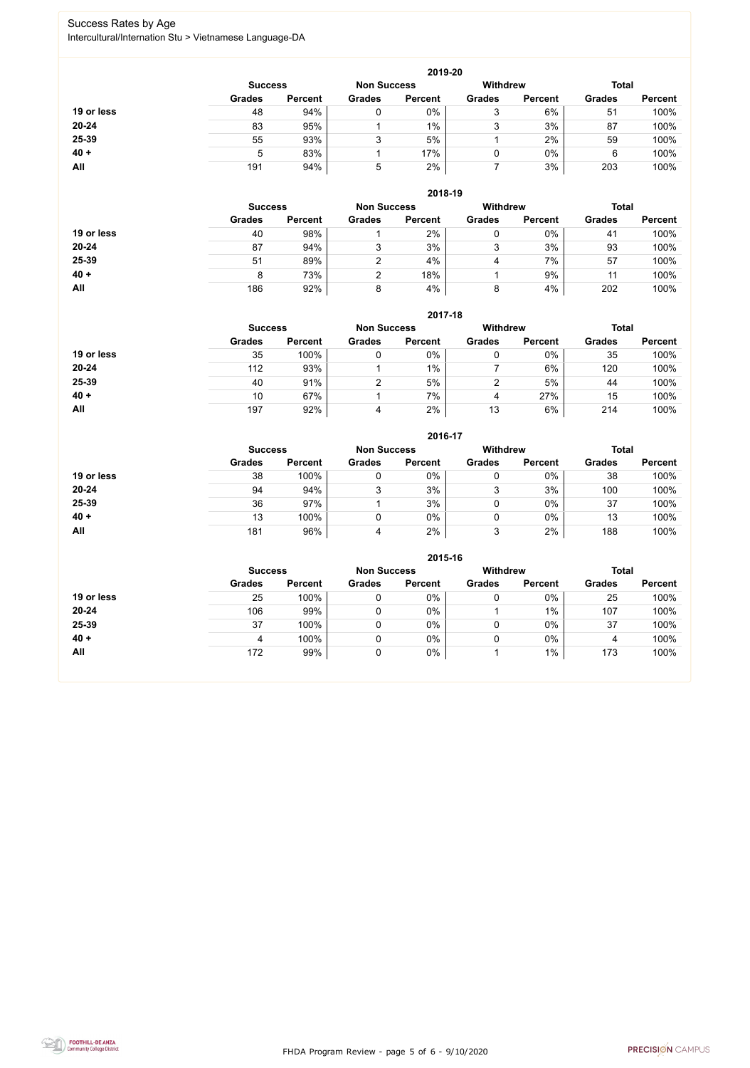## Success Rates by Age

Intercultural/Internation Stu > Vietnamese Language-DA

### 2019-20

| | Success | | Non Success | | Withdrew | | Total | |
|---|---|---|---|---|---|---|---|---|
| | Grades | Percent | Grades | Percent | Grades | Percent | Grades | Percent |
| 19 or less | 48 | 94% | 0 | 0% | 3 | 6% | 51 | 100% |
| 20-24 | 83 | 95% | 1 | 1% | 3 | 3% | 87 | 100% |
| 25-39 | 55 | 93% | 3 | 5% | 1 | 2% | 59 | 100% |
| 40 + | 5 | 83% | 1 | 17% | 0 | 0% | 6 | 100% |
| All | 191 | 94% | 5 | 2% | 7 | 3% | 203 | 100% |

### 2018-19

| | Success | | Non Success | | Withdrew | | Total | |
|---|---|---|---|---|---|---|---|---|
| | Grades | Percent | Grades | Percent | Grades | Percent | Grades | Percent |
| 19 or less | 40 | 98% | 1 | 2% | 0 | 0% | 41 | 100% |
| 20-24 | 87 | 94% | 3 | 3% | 3 | 3% | 93 | 100% |
| 25-39 | 51 | 89% | 2 | 4% | 4 | 7% | 57 | 100% |
| 40 + | 8 | 73% | 2 | 18% | 1 | 9% | 11 | 100% |
| All | 186 | 92% | 8 | 4% | 8 | 4% | 202 | 100% |

### 2017-18

| | Success | | Non Success | | Withdrew | | Total | |
|---|---|---|---|---|---|---|---|---|
| | Grades | Percent | Grades | Percent | Grades | Percent | Grades | Percent |
| 19 or less | 35 | 100% | 0 | 0% | 0 | 0% | 35 | 100% |
| 20-24 | 112 | 93% | 1 | 1% | 7 | 6% | 120 | 100% |
| 25-39 | 40 | 91% | 2 | 5% | 2 | 5% | 44 | 100% |
| 40 + | 10 | 67% | 1 | 7% | 4 | 27% | 15 | 100% |
| All | 197 | 92% | 4 | 2% | 13 | 6% | 214 | 100% |

### 2016-17

| | Success | | Non Success | | Withdrew | | Total | |
|---|---|---|---|---|---|---|---|---|
| | Grades | Percent | Grades | Percent | Grades | Percent | Grades | Percent |
| 19 or less | 38 | 100% | 0 | 0% | 0 | 0% | 38 | 100% |
| 20-24 | 94 | 94% | 3 | 3% | 3 | 3% | 100 | 100% |
| 25-39 | 36 | 97% | 1 | 3% | 0 | 0% | 37 | 100% |
| 40 + | 13 | 100% | 0 | 0% | 0 | 0% | 13 | 100% |
| All | 181 | 96% | 4 | 2% | 3 | 2% | 188 | 100% |

### 2015-16

| | Success | | Non Success | | Withdrew | | Total | |
|---|---|---|---|---|---|---|---|---|
| | Grades | Percent | Grades | Percent | Grades | Percent | Grades | Percent |
| 19 or less | 25 | 100% | 0 | 0% | 0 | 0% | 25 | 100% |
| 20-24 | 106 | 99% | 0 | 0% | 1 | 1% | 107 | 100% |
| 25-39 | 37 | 100% | 0 | 0% | 0 | 0% | 37 | 100% |
| 40 + | 4 | 100% | 0 | 0% | 0 | 0% | 4 | 100% |
| All | 172 | 99% | 0 | 0% | 1 | 1% | 173 | 100% |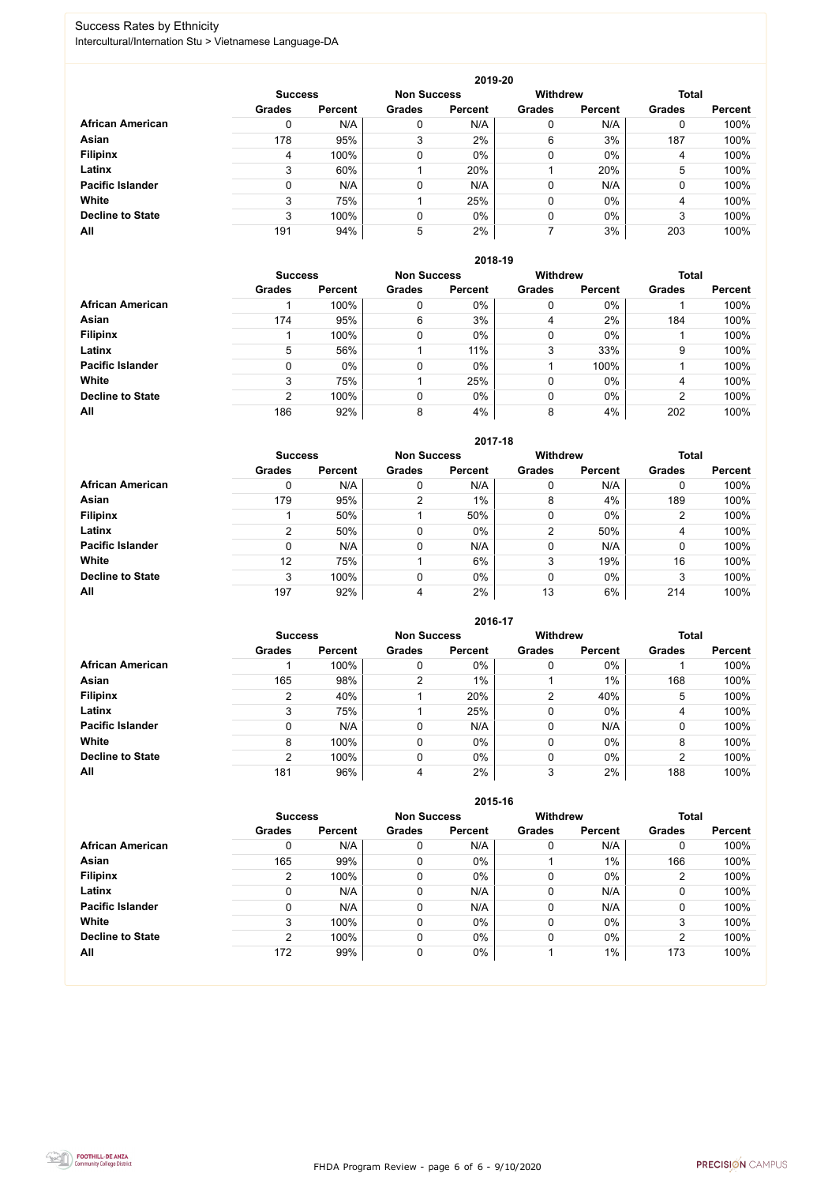# Success Rates by Ethnicity

Intercultural/Internation Stu > Vietnamese Language-DA

| 2019-20 | Success | | Non Success | | Withdrew | | Total | |
|---|---|---|---|---|---|---|---|---|
| | Grades | Percent | Grades | Percent | Grades | Percent | Grades | Percent |
| **African American** | 0 | N/A | 0 | N/A | 0 | N/A | 0 | 100% |
| **Asian** | 178 | 95% | 3 | 2% | 6 | 3% | 187 | 100% |
| **Filipinx** | 4 | 100% | 0 | 0% | 0 | 0% | 4 | 100% |
| **Latinx** | 3 | 60% | 1 | 20% | 1 | 20% | 5 | 100% |
| **Pacific Islander** | 0 | N/A | 0 | N/A | 0 | N/A | 0 | 100% |
| **White** | 3 | 75% | 1 | 25% | 0 | 0% | 4 | 100% |
| **Decline to State** | 3 | 100% | 0 | 0% | 0 | 0% | 3 | 100% |
| **All** | 191 | 94% | 5 | 2% | 7 | 3% | 203 | 100% |

| 2018-19 | Success | | Non Success | | Withdrew | | Total | |
|---|---|---|---|---|---|---|---|---|
| | Grades | Percent | Grades | Percent | Grades | Percent | Grades | Percent |
| **African American** | 1 | 100% | 0 | 0% | 0 | 0% | 1 | 100% |
| **Asian** | 174 | 95% | 6 | 3% | 4 | 2% | 184 | 100% |
| **Filipinx** | 1 | 100% | 0 | 0% | 0 | 0% | 1 | 100% |
| **Latinx** | 5 | 56% | 1 | 11% | 3 | 33% | 9 | 100% |
| **Pacific Islander** | 0 | 0% | 0 | 0% | 1 | 100% | 1 | 100% |
| **White** | 3 | 75% | 1 | 25% | 0 | 0% | 4 | 100% |
| **Decline to State** | 2 | 100% | 0 | 0% | 0 | 0% | 2 | 100% |
| **All** | 186 | 92% | 8 | 4% | 8 | 4% | 202 | 100% |

| 2017-18 | Success | | Non Success | | Withdrew | | Total | |
|---|---|---|---|---|---|---|---|---|
| | Grades | Percent | Grades | Percent | Grades | Percent | Grades | Percent |
| **African American** | 0 | N/A | 0 | N/A | 0 | N/A | 0 | 100% |
| **Asian** | 179 | 95% | 2 | 1% | 8 | 4% | 189 | 100% |
| **Filipinx** | 1 | 50% | 1 | 50% | 0 | 0% | 2 | 100% |
| **Latinx** | 2 | 50% | 0 | 0% | 2 | 50% | 4 | 100% |
| **Pacific Islander** | 0 | N/A | 0 | N/A | 0 | N/A | 0 | 100% |
| **White** | 12 | 75% | 1 | 6% | 3 | 19% | 16 | 100% |
| **Decline to State** | 3 | 100% | 0 | 0% | 0 | 0% | 3 | 100% |
| **All** | 197 | 92% | 4 | 2% | 13 | 6% | 214 | 100% |

| 2016-17 | Success | | Non Success | | Withdrew | | Total | |
|---|---|---|---|---|---|---|---|---|
| | Grades | Percent | Grades | Percent | Grades | Percent | Grades | Percent |
| **African American** | 1 | 100% | 0 | 0% | 0 | 0% | 1 | 100% |
| **Asian** | 165 | 98% | 2 | 1% | 1 | 1% | 168 | 100% |
| **Filipinx** | 2 | 40% | 1 | 20% | 2 | 40% | 5 | 100% |
| **Latinx** | 3 | 75% | 1 | 25% | 0 | 0% | 4 | 100% |
| **Pacific Islander** | 0 | N/A | 0 | N/A | 0 | N/A | 0 | 100% |
| **White** | 8 | 100% | 0 | 0% | 0 | 0% | 8 | 100% |
| **Decline to State** | 2 | 100% | 0 | 0% | 0 | 0% | 2 | 100% |
| **All** | 181 | 96% | 4 | 2% | 3 | 2% | 188 | 100% |

| 2015-16 | Success | | Non Success | | Withdrew | | Total | |
|---|---|---|---|---|---|---|---|---|
| | Grades | Percent | Grades | Percent | Grades | Percent | Grades | Percent |
| **African American** | 0 | N/A | 0 | N/A | 0 | N/A | 0 | 100% |
| **Asian** | 165 | 99% | 0 | 0% | 1 | 1% | 166 | 100% |
| **Filipinx** | 2 | 100% | 0 | 0% | 0 | 0% | 2 | 100% |
| **Latinx** | 0 | N/A | 0 | N/A | 0 | N/A | 0 | 100% |
| **Pacific Islander** | 0 | N/A | 0 | N/A | 0 | N/A | 0 | 100% |
| **White** | 3 | 100% | 0 | 0% | 0 | 0% | 3 | 100% |
| **Decline to State** | 2 | 100% | 0 | 0% | 0 | 0% | 2 | 100% |
| **All** | 172 | 99% | 0 | 0% | 1 | 1% | 173 | 100% |